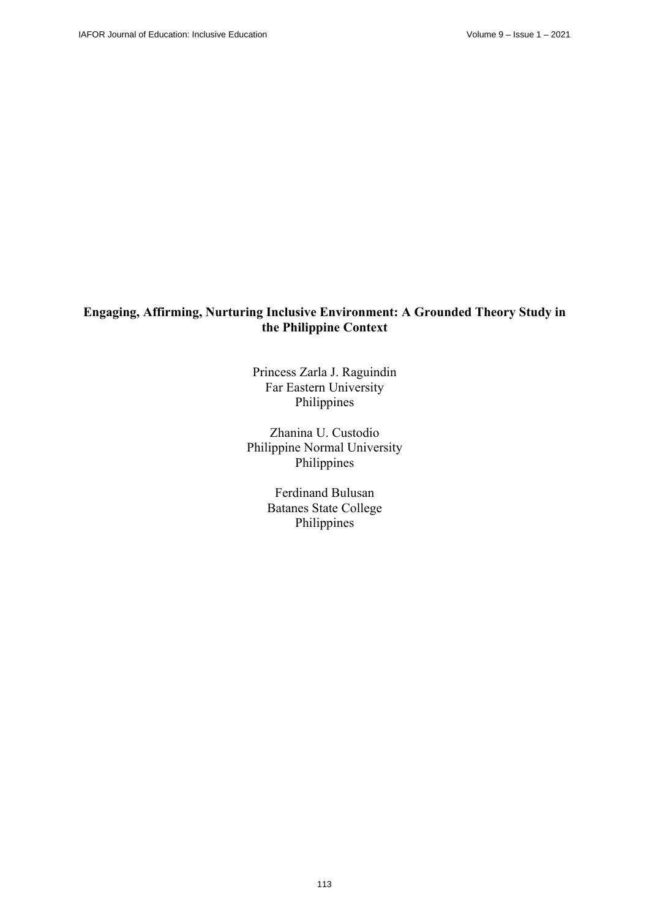# Engaging, Affirming, Nurturing Inclusive Environment: A Grounded Theory Study in the Philippine Context

Princess Zarla J. Raguindin
Far Eastern University
Philippines

Zhanina U. Custodio
Philippine Normal University
Philippines

Ferdinand Bulusan
Batanes State College
Philippines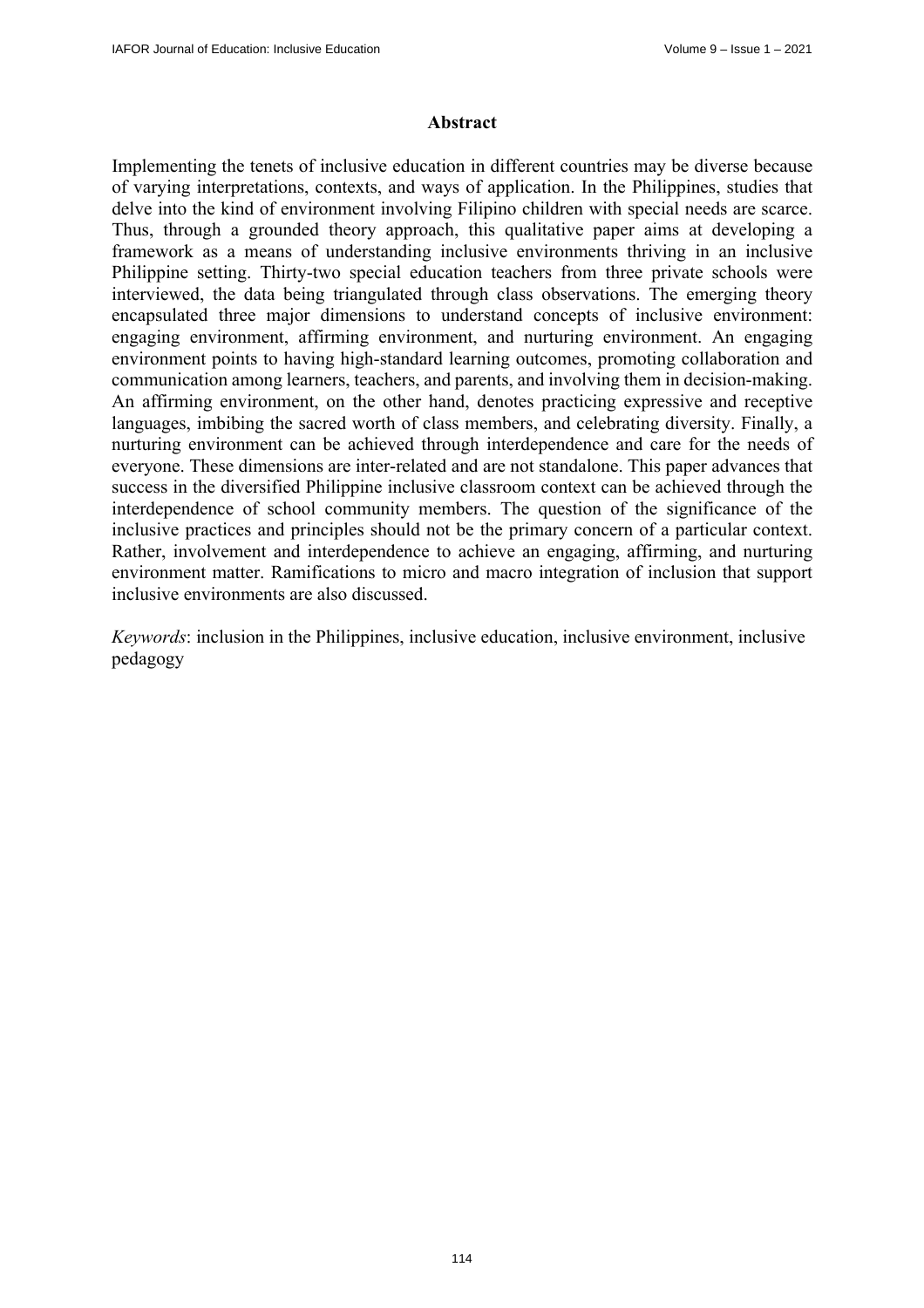## Abstract

Implementing the tenets of inclusive education in different countries may be diverse because of varying interpretations, contexts, and ways of application. In the Philippines, studies that delve into the kind of environment involving Filipino children with special needs are scarce. Thus, through a grounded theory approach, this qualitative paper aims at developing a framework as a means of understanding inclusive environments thriving in an inclusive Philippine setting. Thirty-two special education teachers from three private schools were interviewed, the data being triangulated through class observations. The emerging theory encapsulated three major dimensions to understand concepts of inclusive environment: engaging environment, affirming environment, and nurturing environment. An engaging environment points to having high-standard learning outcomes, promoting collaboration and communication among learners, teachers, and parents, and involving them in decision-making. An affirming environment, on the other hand, denotes practicing expressive and receptive languages, imbibing the sacred worth of class members, and celebrating diversity. Finally, a nurturing environment can be achieved through interdependence and care for the needs of everyone. These dimensions are inter-related and are not standalone. This paper advances that success in the diversified Philippine inclusive classroom context can be achieved through the interdependence of school community members. The question of the significance of the inclusive practices and principles should not be the primary concern of a particular context. Rather, involvement and interdependence to achieve an engaging, affirming, and nurturing environment matter. Ramifications to micro and macro integration of inclusion that support inclusive environments are also discussed.

*Keywords*: inclusion in the Philippines, inclusive education, inclusive environment, inclusive pedagogy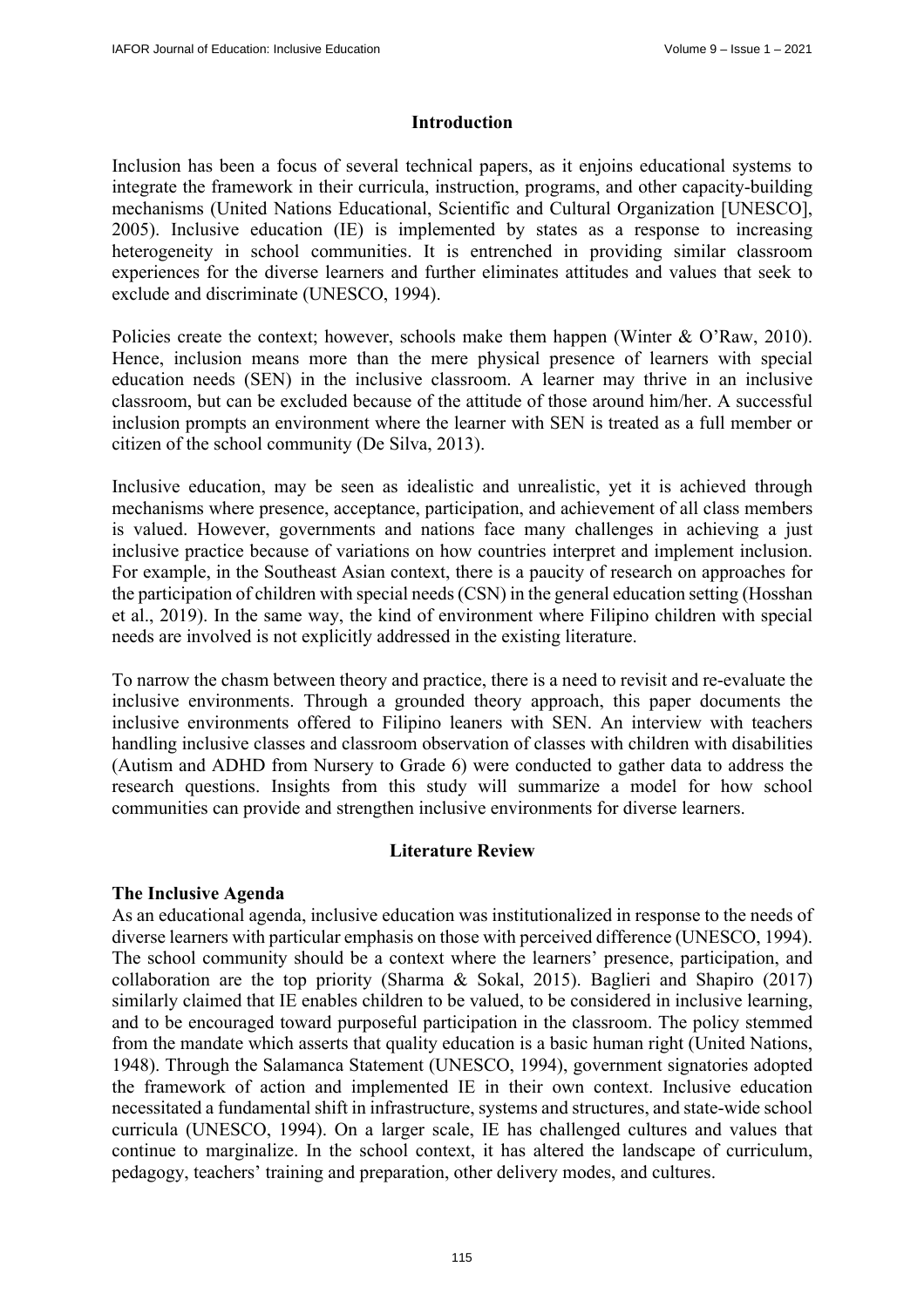## Introduction

Inclusion has been a focus of several technical papers, as it enjoins educational systems to integrate the framework in their curricula, instruction, programs, and other capacity-building mechanisms (United Nations Educational, Scientific and Cultural Organization [UNESCO], 2005). Inclusive education (IE) is implemented by states as a response to increasing heterogeneity in school communities. It is entrenched in providing similar classroom experiences for the diverse learners and further eliminates attitudes and values that seek to exclude and discriminate (UNESCO, 1994).

Policies create the context; however, schools make them happen (Winter & O'Raw, 2010). Hence, inclusion means more than the mere physical presence of learners with special education needs (SEN) in the inclusive classroom. A learner may thrive in an inclusive classroom, but can be excluded because of the attitude of those around him/her. A successful inclusion prompts an environment where the learner with SEN is treated as a full member or citizen of the school community (De Silva, 2013).

Inclusive education, may be seen as idealistic and unrealistic, yet it is achieved through mechanisms where presence, acceptance, participation, and achievement of all class members is valued. However, governments and nations face many challenges in achieving a just inclusive practice because of variations on how countries interpret and implement inclusion. For example, in the Southeast Asian context, there is a paucity of research on approaches for the participation of children with special needs (CSN) in the general education setting (Hosshan et al., 2019). In the same way, the kind of environment where Filipino children with special needs are involved is not explicitly addressed in the existing literature.

To narrow the chasm between theory and practice, there is a need to revisit and re-evaluate the inclusive environments. Through a grounded theory approach, this paper documents the inclusive environments offered to Filipino leaners with SEN. An interview with teachers handling inclusive classes and classroom observation of classes with children with disabilities (Autism and ADHD from Nursery to Grade 6) were conducted to gather data to address the research questions. Insights from this study will summarize a model for how school communities can provide and strengthen inclusive environments for diverse learners.

## Literature Review

### The Inclusive Agenda

As an educational agenda, inclusive education was institutionalized in response to the needs of diverse learners with particular emphasis on those with perceived difference (UNESCO, 1994). The school community should be a context where the learners' presence, participation, and collaboration are the top priority (Sharma & Sokal, 2015). Baglieri and Shapiro (2017) similarly claimed that IE enables children to be valued, to be considered in inclusive learning, and to be encouraged toward purposeful participation in the classroom. The policy stemmed from the mandate which asserts that quality education is a basic human right (United Nations, 1948). Through the Salamanca Statement (UNESCO, 1994), government signatories adopted the framework of action and implemented IE in their own context. Inclusive education necessitated a fundamental shift in infrastructure, systems and structures, and state-wide school curricula (UNESCO, 1994). On a larger scale, IE has challenged cultures and values that continue to marginalize. In the school context, it has altered the landscape of curriculum, pedagogy, teachers' training and preparation, other delivery modes, and cultures.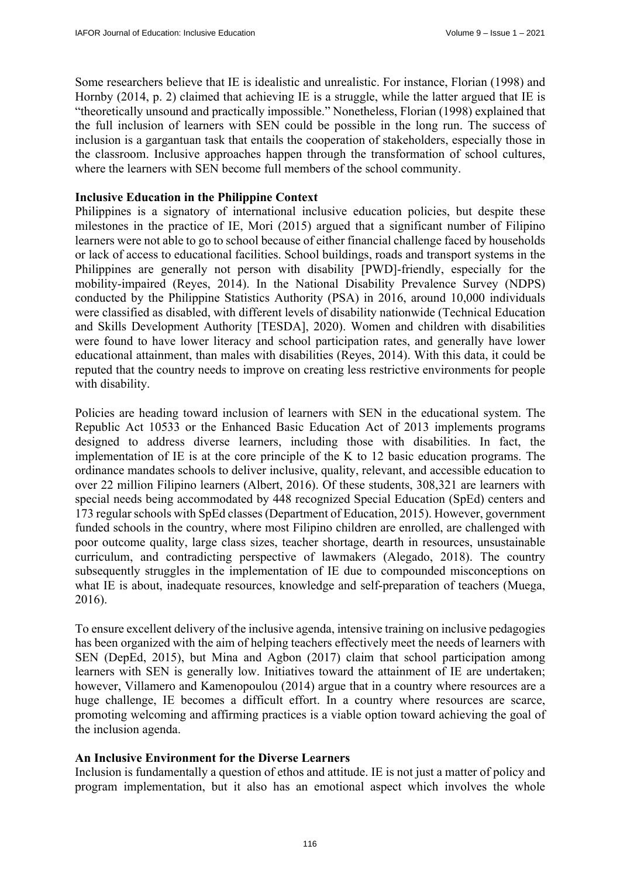Some researchers believe that IE is idealistic and unrealistic. For instance, Florian (1998) and Hornby (2014, p. 2) claimed that achieving IE is a struggle, while the latter argued that IE is "theoretically unsound and practically impossible." Nonetheless, Florian (1998) explained that the full inclusion of learners with SEN could be possible in the long run. The success of inclusion is a gargantuan task that entails the cooperation of stakeholders, especially those in the classroom. Inclusive approaches happen through the transformation of school cultures, where the learners with SEN become full members of the school community.

**Inclusive Education in the Philippine Context**

Philippines is a signatory of international inclusive education policies, but despite these milestones in the practice of IE, Mori (2015) argued that a significant number of Filipino learners were not able to go to school because of either financial challenge faced by households or lack of access to educational facilities. School buildings, roads and transport systems in the Philippines are generally not person with disability [PWD]-friendly, especially for the mobility-impaired (Reyes, 2014). In the National Disability Prevalence Survey (NDPS) conducted by the Philippine Statistics Authority (PSA) in 2016, around 10,000 individuals were classified as disabled, with different levels of disability nationwide (Technical Education and Skills Development Authority [TESDA], 2020). Women and children with disabilities were found to have lower literacy and school participation rates, and generally have lower educational attainment, than males with disabilities (Reyes, 2014). With this data, it could be reputed that the country needs to improve on creating less restrictive environments for people with disability.

Policies are heading toward inclusion of learners with SEN in the educational system. The Republic Act 10533 or the Enhanced Basic Education Act of 2013 implements programs designed to address diverse learners, including those with disabilities. In fact, the implementation of IE is at the core principle of the K to 12 basic education programs. The ordinance mandates schools to deliver inclusive, quality, relevant, and accessible education to over 22 million Filipino learners (Albert, 2016). Of these students, 308,321 are learners with special needs being accommodated by 448 recognized Special Education (SpEd) centers and 173 regular schools with SpEd classes (Department of Education, 2015). However, government funded schools in the country, where most Filipino children are enrolled, are challenged with poor outcome quality, large class sizes, teacher shortage, dearth in resources, unsustainable curriculum, and contradicting perspective of lawmakers (Alegado, 2018). The country subsequently struggles in the implementation of IE due to compounded misconceptions on what IE is about, inadequate resources, knowledge and self-preparation of teachers (Muega, 2016).

To ensure excellent delivery of the inclusive agenda, intensive training on inclusive pedagogies has been organized with the aim of helping teachers effectively meet the needs of learners with SEN (DepEd, 2015), but Mina and Agbon (2017) claim that school participation among learners with SEN is generally low. Initiatives toward the attainment of IE are undertaken; however, Villamero and Kamenopoulou (2014) argue that in a country where resources are a huge challenge, IE becomes a difficult effort. In a country where resources are scarce, promoting welcoming and affirming practices is a viable option toward achieving the goal of the inclusion agenda.

**An Inclusive Environment for the Diverse Learners**

Inclusion is fundamentally a question of ethos and attitude. IE is not just a matter of policy and program implementation, but it also has an emotional aspect which involves the whole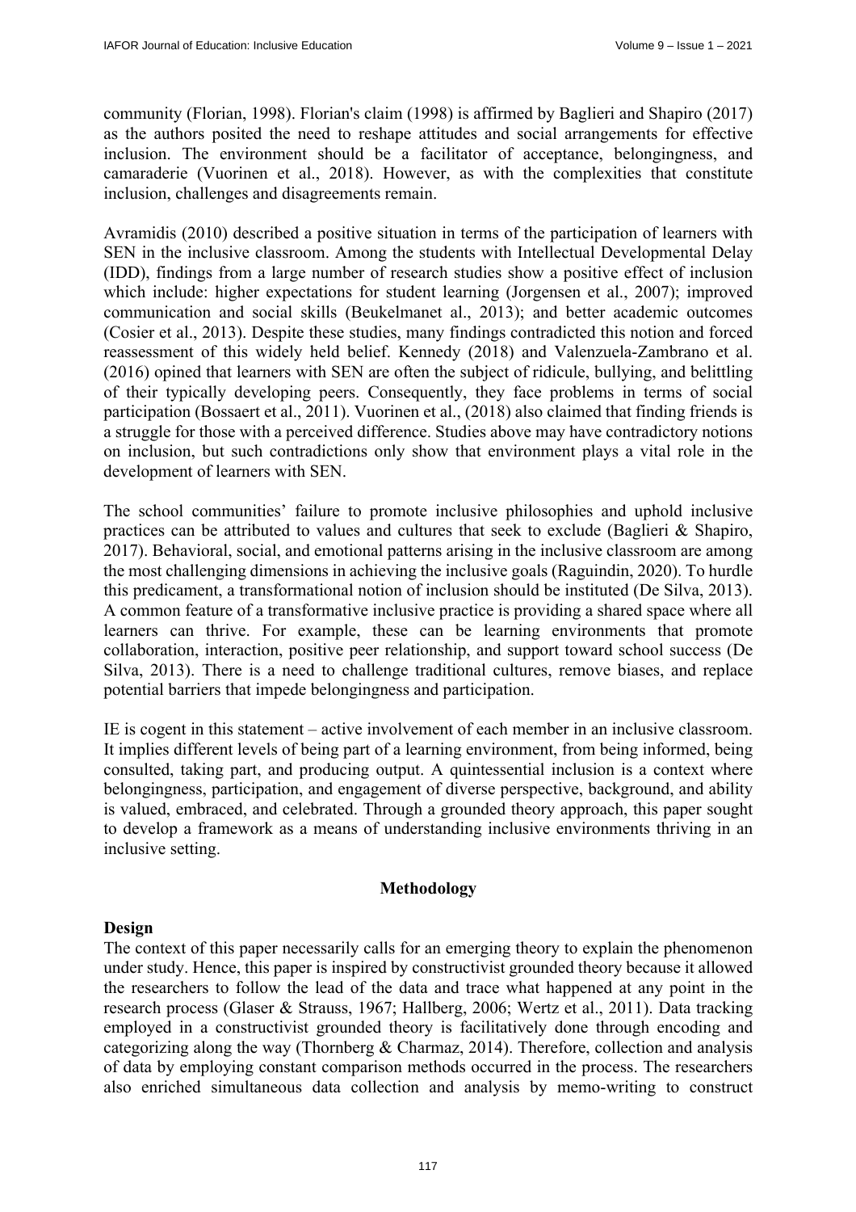community (Florian, 1998). Florian's claim (1998) is affirmed by Baglieri and Shapiro (2017) as the authors posited the need to reshape attitudes and social arrangements for effective inclusion. The environment should be a facilitator of acceptance, belongingness, and camaraderie (Vuorinen et al., 2018). However, as with the complexities that constitute inclusion, challenges and disagreements remain.

Avramidis (2010) described a positive situation in terms of the participation of learners with SEN in the inclusive classroom. Among the students with Intellectual Developmental Delay (IDD), findings from a large number of research studies show a positive effect of inclusion which include: higher expectations for student learning (Jorgensen et al., 2007); improved communication and social skills (Beukelmanet al., 2013); and better academic outcomes (Cosier et al., 2013). Despite these studies, many findings contradicted this notion and forced reassessment of this widely held belief. Kennedy (2018) and Valenzuela-Zambrano et al. (2016) opined that learners with SEN are often the subject of ridicule, bullying, and belittling of their typically developing peers. Consequently, they face problems in terms of social participation (Bossaert et al., 2011). Vuorinen et al., (2018) also claimed that finding friends is a struggle for those with a perceived difference. Studies above may have contradictory notions on inclusion, but such contradictions only show that environment plays a vital role in the development of learners with SEN.

The school communities' failure to promote inclusive philosophies and uphold inclusive practices can be attributed to values and cultures that seek to exclude (Baglieri & Shapiro, 2017). Behavioral, social, and emotional patterns arising in the inclusive classroom are among the most challenging dimensions in achieving the inclusive goals (Raguindin, 2020). To hurdle this predicament, a transformational notion of inclusion should be instituted (De Silva, 2013). A common feature of a transformative inclusive practice is providing a shared space where all learners can thrive. For example, these can be learning environments that promote collaboration, interaction, positive peer relationship, and support toward school success (De Silva, 2013). There is a need to challenge traditional cultures, remove biases, and replace potential barriers that impede belongingness and participation.

IE is cogent in this statement – active involvement of each member in an inclusive classroom. It implies different levels of being part of a learning environment, from being informed, being consulted, taking part, and producing output. A quintessential inclusion is a context where belongingness, participation, and engagement of diverse perspective, background, and ability is valued, embraced, and celebrated. Through a grounded theory approach, this paper sought to develop a framework as a means of understanding inclusive environments thriving in an inclusive setting.

## Methodology

### Design

The context of this paper necessarily calls for an emerging theory to explain the phenomenon under study. Hence, this paper is inspired by constructivist grounded theory because it allowed the researchers to follow the lead of the data and trace what happened at any point in the research process (Glaser & Strauss, 1967; Hallberg, 2006; Wertz et al., 2011). Data tracking employed in a constructivist grounded theory is facilitatively done through encoding and categorizing along the way (Thornberg & Charmaz, 2014). Therefore, collection and analysis of data by employing constant comparison methods occurred in the process. The researchers also enriched simultaneous data collection and analysis by memo-writing to construct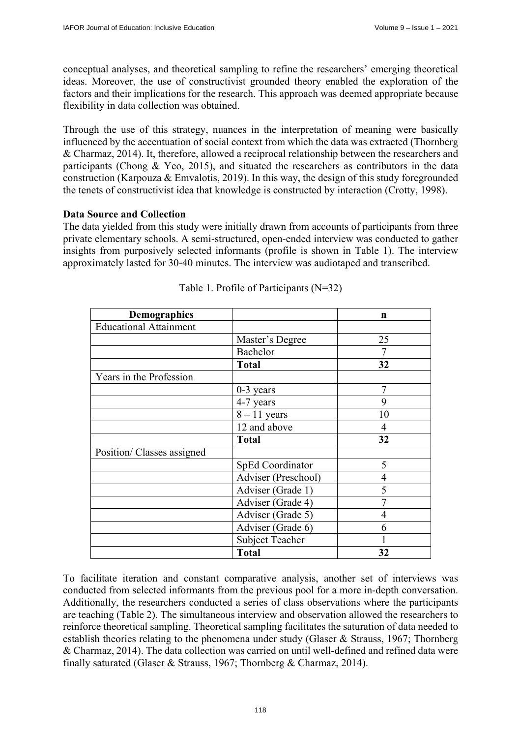conceptual analyses, and theoretical sampling to refine the researchers' emerging theoretical ideas. Moreover, the use of constructivist grounded theory enabled the exploration of the factors and their implications for the research. This approach was deemed appropriate because flexibility in data collection was obtained.

Through the use of this strategy, nuances in the interpretation of meaning were basically influenced by the accentuation of social context from which the data was extracted (Thornberg & Charmaz, 2014). It, therefore, allowed a reciprocal relationship between the researchers and participants (Chong & Yeo, 2015), and situated the researchers as contributors in the data construction (Karpouza & Emvalotis, 2019). In this way, the design of this study foregrounded the tenets of constructivist idea that knowledge is constructed by interaction (Crotty, 1998).

**Data Source and Collection**

The data yielded from this study were initially drawn from accounts of participants from three private elementary schools. A semi-structured, open-ended interview was conducted to gather insights from purposively selected informants (profile is shown in Table 1). The interview approximately lasted for 30-40 minutes. The interview was audiotaped and transcribed.

Table 1. Profile of Participants (N=32)

| **Demographics** | | **n** |
|---|---|---|
| Educational Attainment | | |
| | Master's Degree | 25 |
| | Bachelor | 7 |
| | **Total** | **32** |
| Years in the Profession | | |
| | 0-3 years | 7 |
| | 4-7 years | 9 |
| | 8 – 11 years | 10 |
| | 12 and above | 4 |
| | **Total** | **32** |
| Position/ Classes assigned | | |
| | SpEd Coordinator | 5 |
| | Adviser (Preschool) | 4 |
| | Adviser (Grade 1) | 5 |
| | Adviser (Grade 4) | 7 |
| | Adviser (Grade 5) | 4 |
| | Adviser (Grade 6) | 6 |
| | Subject Teacher | 1 |
| | **Total** | **32** |

To facilitate iteration and constant comparative analysis, another set of interviews was conducted from selected informants from the previous pool for a more in-depth conversation. Additionally, the researchers conducted a series of class observations where the participants are teaching (Table 2). The simultaneous interview and observation allowed the researchers to reinforce theoretical sampling. Theoretical sampling facilitates the saturation of data needed to establish theories relating to the phenomena under study (Glaser & Strauss, 1967; Thornberg & Charmaz, 2014). The data collection was carried on until well-defined and refined data were finally saturated (Glaser & Strauss, 1967; Thornberg & Charmaz, 2014).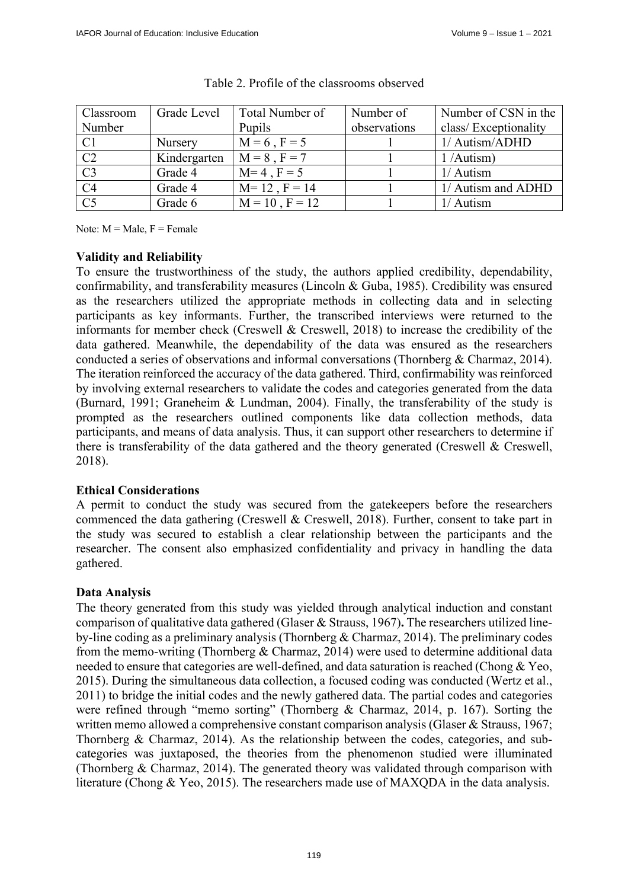Table 2. Profile of the classrooms observed

| Classroom Number | Grade Level | Total Number of Pupils | Number of observations | Number of CSN in the class/ Exceptionality |
|---|---|---|---|---|
| C1 | Nursery | M = 6 , F = 5 | 1 | 1/ Autism/ADHD |
| C2 | Kindergarten | M = 8 , F = 7 | 1 | 1 /Autism) |
| C3 | Grade 4 | M= 4 , F = 5 | 1 | 1/ Autism |
| C4 | Grade 4 | M= 12 , F = 14 | 1 | 1/ Autism and ADHD |
| C5 | Grade 6 | M = 10 , F = 12 | 1 | 1/ Autism |

Note: M = Male, F = Female

### Validity and Reliability

To ensure the trustworthiness of the study, the authors applied credibility, dependability, confirmability, and transferability measures (Lincoln & Guba, 1985). Credibility was ensured as the researchers utilized the appropriate methods in collecting data and in selecting participants as key informants. Further, the transcribed interviews were returned to the informants for member check (Creswell & Creswell, 2018) to increase the credibility of the data gathered. Meanwhile, the dependability of the data was ensured as the researchers conducted a series of observations and informal conversations (Thornberg & Charmaz, 2014). The iteration reinforced the accuracy of the data gathered. Third, confirmability was reinforced by involving external researchers to validate the codes and categories generated from the data (Burnard, 1991; Graneheim & Lundman, 2004). Finally, the transferability of the study is prompted as the researchers outlined components like data collection methods, data participants, and means of data analysis. Thus, it can support other researchers to determine if there is transferability of the data gathered and the theory generated (Creswell & Creswell, 2018).

### Ethical Considerations

A permit to conduct the study was secured from the gatekeepers before the researchers commenced the data gathering (Creswell & Creswell, 2018). Further, consent to take part in the study was secured to establish a clear relationship between the participants and the researcher. The consent also emphasized confidentiality and privacy in handling the data gathered.

### Data Analysis

The theory generated from this study was yielded through analytical induction and constant comparison of qualitative data gathered (Glaser & Strauss, 1967)**.** The researchers utilized line-by-line coding as a preliminary analysis (Thornberg & Charmaz, 2014). The preliminary codes from the memo-writing (Thornberg & Charmaz, 2014) were used to determine additional data needed to ensure that categories are well-defined, and data saturation is reached (Chong & Yeo, 2015). During the simultaneous data collection, a focused coding was conducted (Wertz et al., 2011) to bridge the initial codes and the newly gathered data. The partial codes and categories were refined through "memo sorting" (Thornberg & Charmaz, 2014, p. 167). Sorting the written memo allowed a comprehensive constant comparison analysis (Glaser & Strauss, 1967; Thornberg & Charmaz, 2014). As the relationship between the codes, categories, and sub-categories was juxtaposed, the theories from the phenomenon studied were illuminated (Thornberg & Charmaz, 2014). The generated theory was validated through comparison with literature (Chong & Yeo, 2015). The researchers made use of MAXQDA in the data analysis.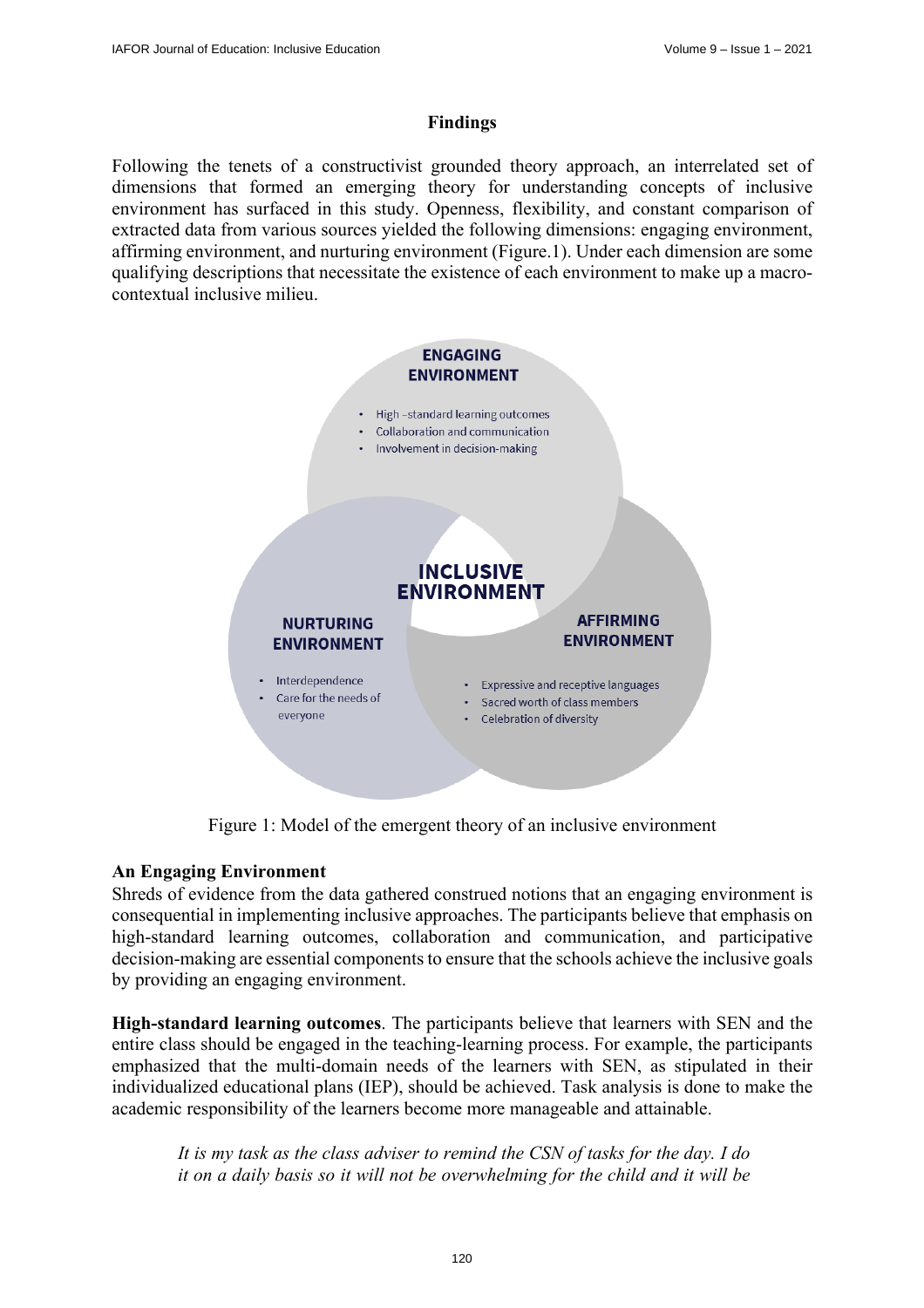## Findings

Following the tenets of a constructivist grounded theory approach, an interrelated set of dimensions that formed an emerging theory for understanding concepts of inclusive environment has surfaced in this study. Openness, flexibility, and constant comparison of extracted data from various sources yielded the following dimensions: engaging environment, affirming environment, and nurturing environment (Figure.1). Under each dimension are some qualifying descriptions that necessitate the existence of each environment to make up a macro-contextual inclusive milieu.

**INCLUSIVE ENVIRONMENT**

**ENGAGING ENVIRONMENT**
- High –standard learning outcomes
- Collaboration and communication
- Involvement in decision-making

**NURTURING ENVIRONMENT**
- Interdependence
- Care for the needs of everyone

**AFFIRMING ENVIRONMENT**
- Expressive and receptive languages
- Sacred worth of class members
- Celebration of diversity

Figure 1: Model of the emergent theory of an inclusive environment

### An Engaging Environment

Shreds of evidence from the data gathered construed notions that an engaging environment is consequential in implementing inclusive approaches. The participants believe that emphasis on high-standard learning outcomes, collaboration and communication, and participative decision-making are essential components to ensure that the schools achieve the inclusive goals by providing an engaging environment.

**High-standard learning outcomes**. The participants believe that learners with SEN and the entire class should be engaged in the teaching-learning process. For example, the participants emphasized that the multi-domain needs of the learners with SEN, as stipulated in their individualized educational plans (IEP), should be achieved. Task analysis is done to make the academic responsibility of the learners become more manageable and attainable.

> *It is my task as the class adviser to remind the CSN of tasks for the day. I do it on a daily basis so it will not be overwhelming for the child and it will be*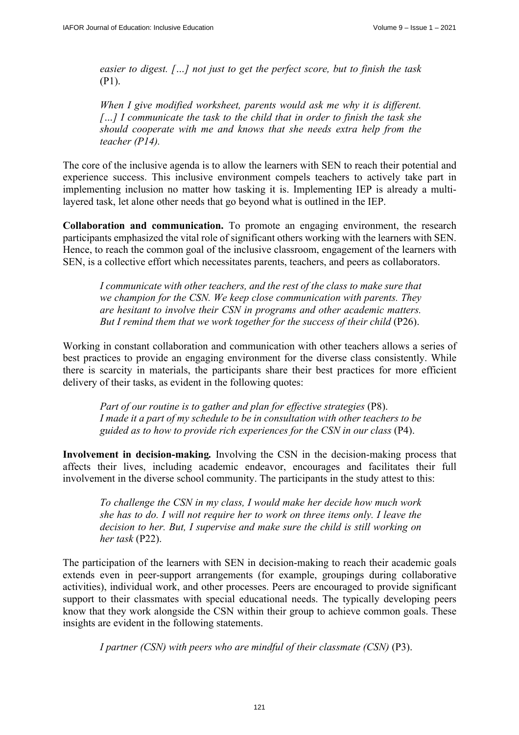*easier to digest. […] not just to get the perfect score, but to finish the task* (P1).

> *When I give modified worksheet, parents would ask me why it is different. […] I communicate the task to the child that in order to finish the task she should cooperate with me and knows that she needs extra help from the teacher (P14).*

The core of the inclusive agenda is to allow the learners with SEN to reach their potential and experience success. This inclusive environment compels teachers to actively take part in implementing inclusion no matter how tasking it is. Implementing IEP is already a multi-layered task, let alone other needs that go beyond what is outlined in the IEP.

**Collaboration and communication.** To promote an engaging environment, the research participants emphasized the vital role of significant others working with the learners with SEN. Hence, to reach the common goal of the inclusive classroom, engagement of the learners with SEN, is a collective effort which necessitates parents, teachers, and peers as collaborators.

> *I communicate with other teachers, and the rest of the class to make sure that we champion for the CSN. We keep close communication with parents. They are hesitant to involve their CSN in programs and other academic matters. But I remind them that we work together for the success of their child* (P26).

Working in constant collaboration and communication with other teachers allows a series of best practices to provide an engaging environment for the diverse class consistently. While there is scarcity in materials, the participants share their best practices for more efficient delivery of their tasks, as evident in the following quotes:

> *Part of our routine is to gather and plan for effective strategies* (P8).
> *I made it a part of my schedule to be in consultation with other teachers to be guided as to how to provide rich experiences for the CSN in our class* (P4).

**Involvement in decision-making.** Involving the CSN in the decision-making process that affects their lives, including academic endeavor, encourages and facilitates their full involvement in the diverse school community. The participants in the study attest to this:

> *To challenge the CSN in my class, I would make her decide how much work she has to do. I will not require her to work on three items only. I leave the decision to her. But, I supervise and make sure the child is still working on her task* (P22).

The participation of the learners with SEN in decision-making to reach their academic goals extends even in peer-support arrangements (for example, groupings during collaborative activities), individual work, and other processes. Peers are encouraged to provide significant support to their classmates with special educational needs. The typically developing peers know that they work alongside the CSN within their group to achieve common goals. These insights are evident in the following statements.

> *I partner (CSN) with peers who are mindful of their classmate (CSN)* (P3).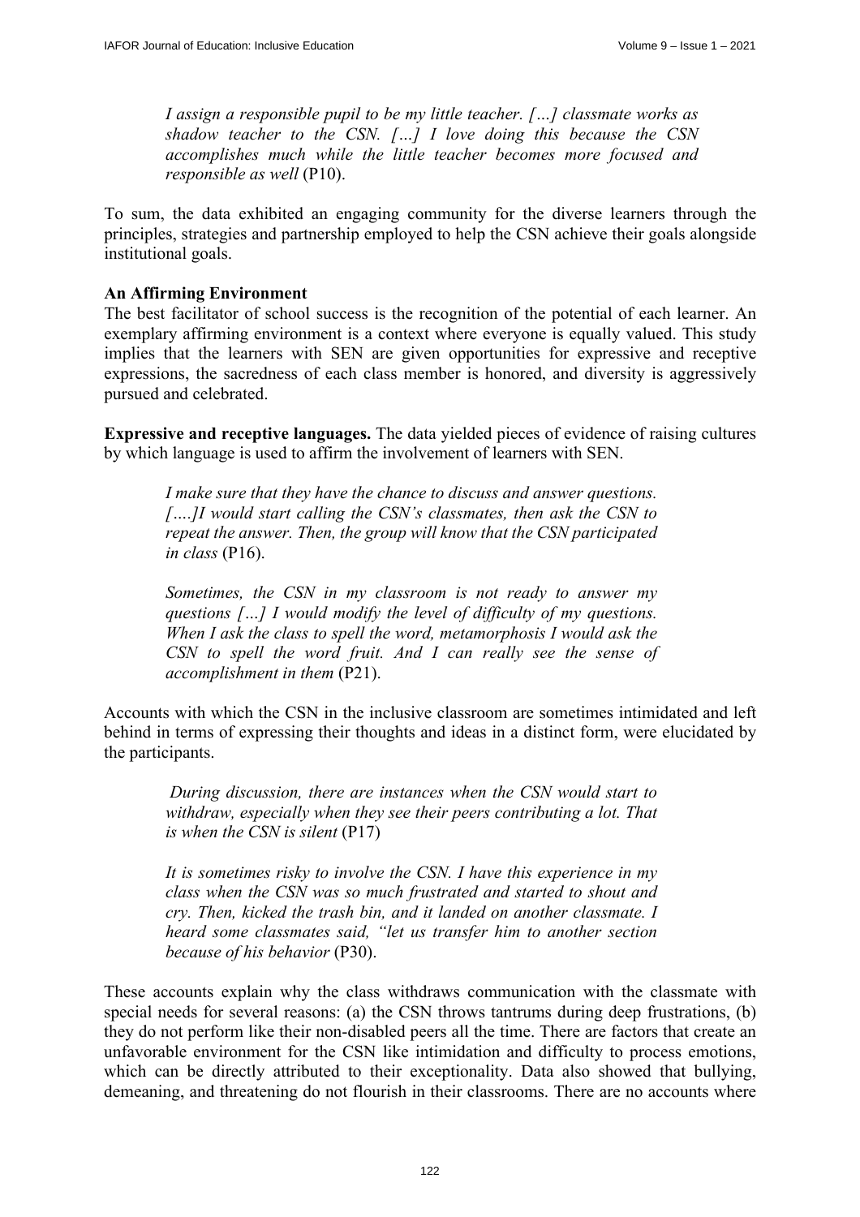*I assign a responsible pupil to be my little teacher. […] classmate works as shadow teacher to the CSN. […] I love doing this because the CSN accomplishes much while the little teacher becomes more focused and responsible as well* (P10).

To sum, the data exhibited an engaging community for the diverse learners through the principles, strategies and partnership employed to help the CSN achieve their goals alongside institutional goals.

**An Affirming Environment**

The best facilitator of school success is the recognition of the potential of each learner. An exemplary affirming environment is a context where everyone is equally valued. This study implies that the learners with SEN are given opportunities for expressive and receptive expressions, the sacredness of each class member is honored, and diversity is aggressively pursued and celebrated.

**Expressive and receptive languages.** The data yielded pieces of evidence of raising cultures by which language is used to affirm the involvement of learners with SEN.

> *I make sure that they have the chance to discuss and answer questions. [….]I would start calling the CSN's classmates, then ask the CSN to repeat the answer. Then, the group will know that the CSN participated in class* (P16).

> *Sometimes, the CSN in my classroom is not ready to answer my questions […] I would modify the level of difficulty of my questions. When I ask the class to spell the word, metamorphosis I would ask the CSN to spell the word fruit. And I can really see the sense of accomplishment in them* (P21).

Accounts with which the CSN in the inclusive classroom are sometimes intimidated and left behind in terms of expressing their thoughts and ideas in a distinct form, were elucidated by the participants.

> *During discussion, there are instances when the CSN would start to withdraw, especially when they see their peers contributing a lot. That is when the CSN is silent* (P17)

> *It is sometimes risky to involve the CSN. I have this experience in my class when the CSN was so much frustrated and started to shout and cry. Then, kicked the trash bin, and it landed on another classmate. I heard some classmates said, "let us transfer him to another section because of his behavior* (P30).

These accounts explain why the class withdraws communication with the classmate with special needs for several reasons: (a) the CSN throws tantrums during deep frustrations, (b) they do not perform like their non-disabled peers all the time. There are factors that create an unfavorable environment for the CSN like intimidation and difficulty to process emotions, which can be directly attributed to their exceptionality. Data also showed that bullying, demeaning, and threatening do not flourish in their classrooms. There are no accounts where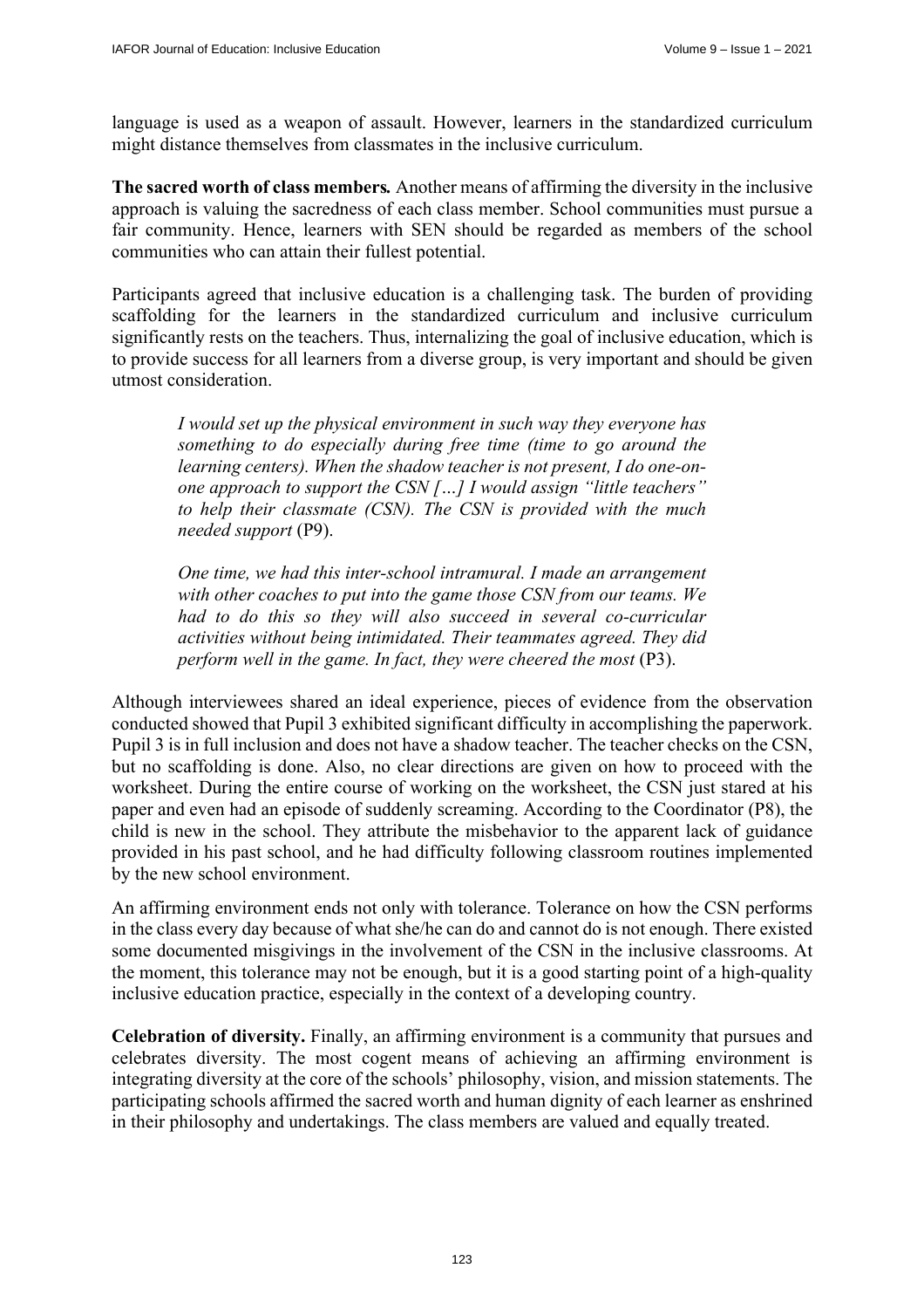language is used as a weapon of assault. However, learners in the standardized curriculum might distance themselves from classmates in the inclusive curriculum.

**The sacred worth of class members.** Another means of affirming the diversity in the inclusive approach is valuing the sacredness of each class member. School communities must pursue a fair community. Hence, learners with SEN should be regarded as members of the school communities who can attain their fullest potential.

Participants agreed that inclusive education is a challenging task. The burden of providing scaffolding for the learners in the standardized curriculum and inclusive curriculum significantly rests on the teachers. Thus, internalizing the goal of inclusive education, which is to provide success for all learners from a diverse group, is very important and should be given utmost consideration.

> *I would set up the physical environment in such way they everyone has something to do especially during free time (time to go around the learning centers). When the shadow teacher is not present, I do one-on-one approach to support the CSN […] I would assign "little teachers" to help their classmate (CSN). The CSN is provided with the much needed support* (P9).
>
> *One time, we had this inter-school intramural. I made an arrangement with other coaches to put into the game those CSN from our teams. We had to do this so they will also succeed in several co-curricular activities without being intimidated. Their teammates agreed. They did perform well in the game. In fact, they were cheered the most* (P3).

Although interviewees shared an ideal experience, pieces of evidence from the observation conducted showed that Pupil 3 exhibited significant difficulty in accomplishing the paperwork. Pupil 3 is in full inclusion and does not have a shadow teacher. The teacher checks on the CSN, but no scaffolding is done. Also, no clear directions are given on how to proceed with the worksheet. During the entire course of working on the worksheet, the CSN just stared at his paper and even had an episode of suddenly screaming. According to the Coordinator (P8), the child is new in the school. They attribute the misbehavior to the apparent lack of guidance provided in his past school, and he had difficulty following classroom routines implemented by the new school environment.

An affirming environment ends not only with tolerance. Tolerance on how the CSN performs in the class every day because of what she/he can do and cannot do is not enough. There existed some documented misgivings in the involvement of the CSN in the inclusive classrooms. At the moment, this tolerance may not be enough, but it is a good starting point of a high-quality inclusive education practice, especially in the context of a developing country.

**Celebration of diversity.** Finally, an affirming environment is a community that pursues and celebrates diversity. The most cogent means of achieving an affirming environment is integrating diversity at the core of the schools' philosophy, vision, and mission statements. The participating schools affirmed the sacred worth and human dignity of each learner as enshrined in their philosophy and undertakings. The class members are valued and equally treated.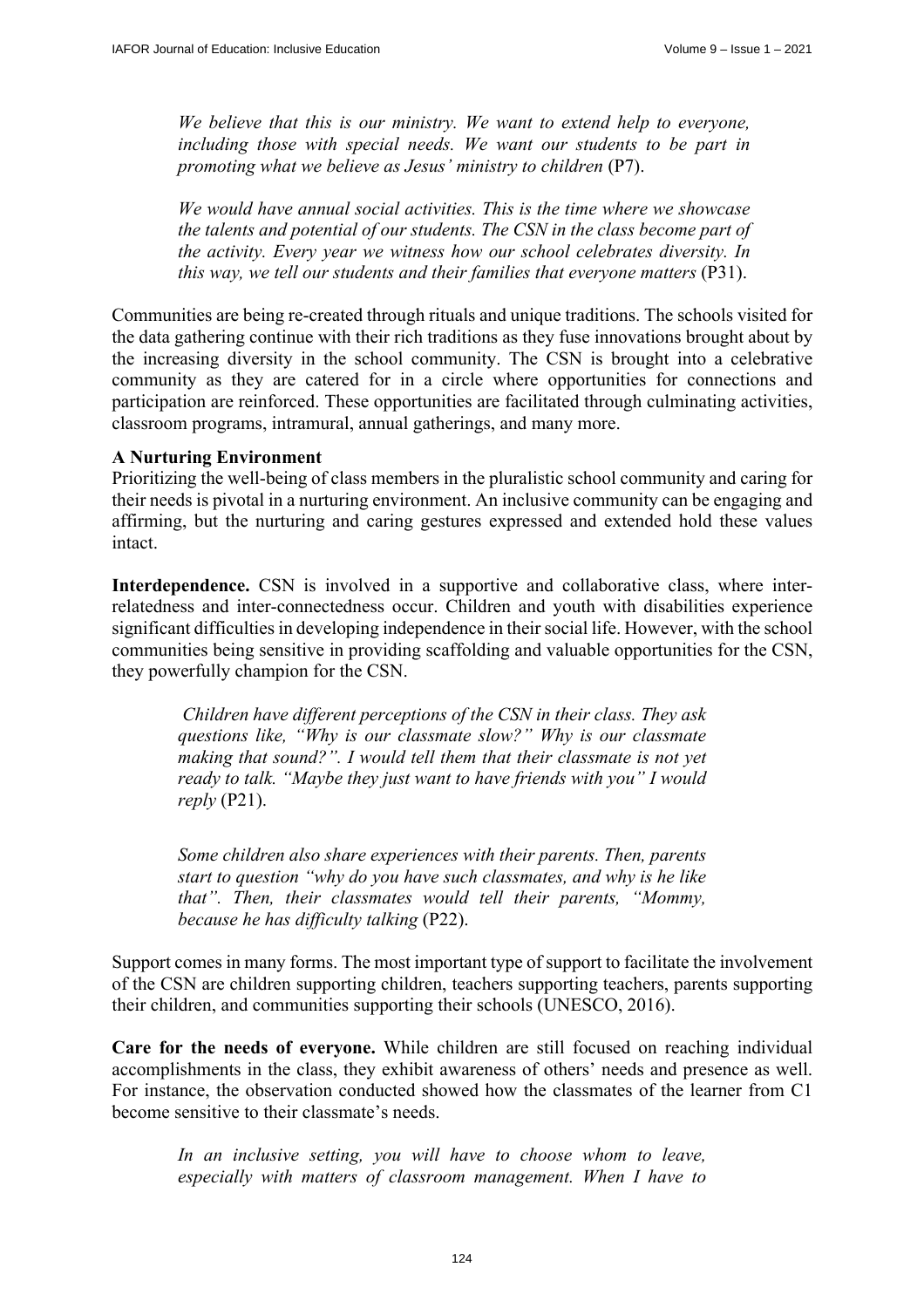> *We believe that this is our ministry. We want to extend help to everyone, including those with special needs. We want our students to be part in promoting what we believe as Jesus' ministry to children* (P7).

> *We would have annual social activities. This is the time where we showcase the talents and potential of our students. The CSN in the class become part of the activity. Every year we witness how our school celebrates diversity. In this way, we tell our students and their families that everyone matters* (P31).

Communities are being re-created through rituals and unique traditions. The schools visited for the data gathering continue with their rich traditions as they fuse innovations brought about by the increasing diversity in the school community. The CSN is brought into a celebrative community as they are catered for in a circle where opportunities for connections and participation are reinforced. These opportunities are facilitated through culminating activities, classroom programs, intramural, annual gatherings, and many more.

**A Nurturing Environment**

Prioritizing the well-being of class members in the pluralistic school community and caring for their needs is pivotal in a nurturing environment. An inclusive community can be engaging and affirming, but the nurturing and caring gestures expressed and extended hold these values intact.

**Interdependence.** CSN is involved in a supportive and collaborative class, where inter-relatedness and inter-connectedness occur. Children and youth with disabilities experience significant difficulties in developing independence in their social life. However, with the school communities being sensitive in providing scaffolding and valuable opportunities for the CSN, they powerfully champion for the CSN.

> *Children have different perceptions of the CSN in their class. They ask questions like, "Why is our classmate slow?" Why is our classmate making that sound?". I would tell them that their classmate is not yet ready to talk. "Maybe they just want to have friends with you" I would reply* (P21).

> *Some children also share experiences with their parents. Then, parents start to question "why do you have such classmates, and why is he like that". Then, their classmates would tell their parents, "Mommy, because he has difficulty talking* (P22).

Support comes in many forms. The most important type of support to facilitate the involvement of the CSN are children supporting children, teachers supporting teachers, parents supporting their children, and communities supporting their schools (UNESCO, 2016).

**Care for the needs of everyone.** While children are still focused on reaching individual accomplishments in the class, they exhibit awareness of others' needs and presence as well. For instance, the observation conducted showed how the classmates of the learner from C1 become sensitive to their classmate's needs.

> *In an inclusive setting, you will have to choose whom to leave, especially with matters of classroom management. When I have to*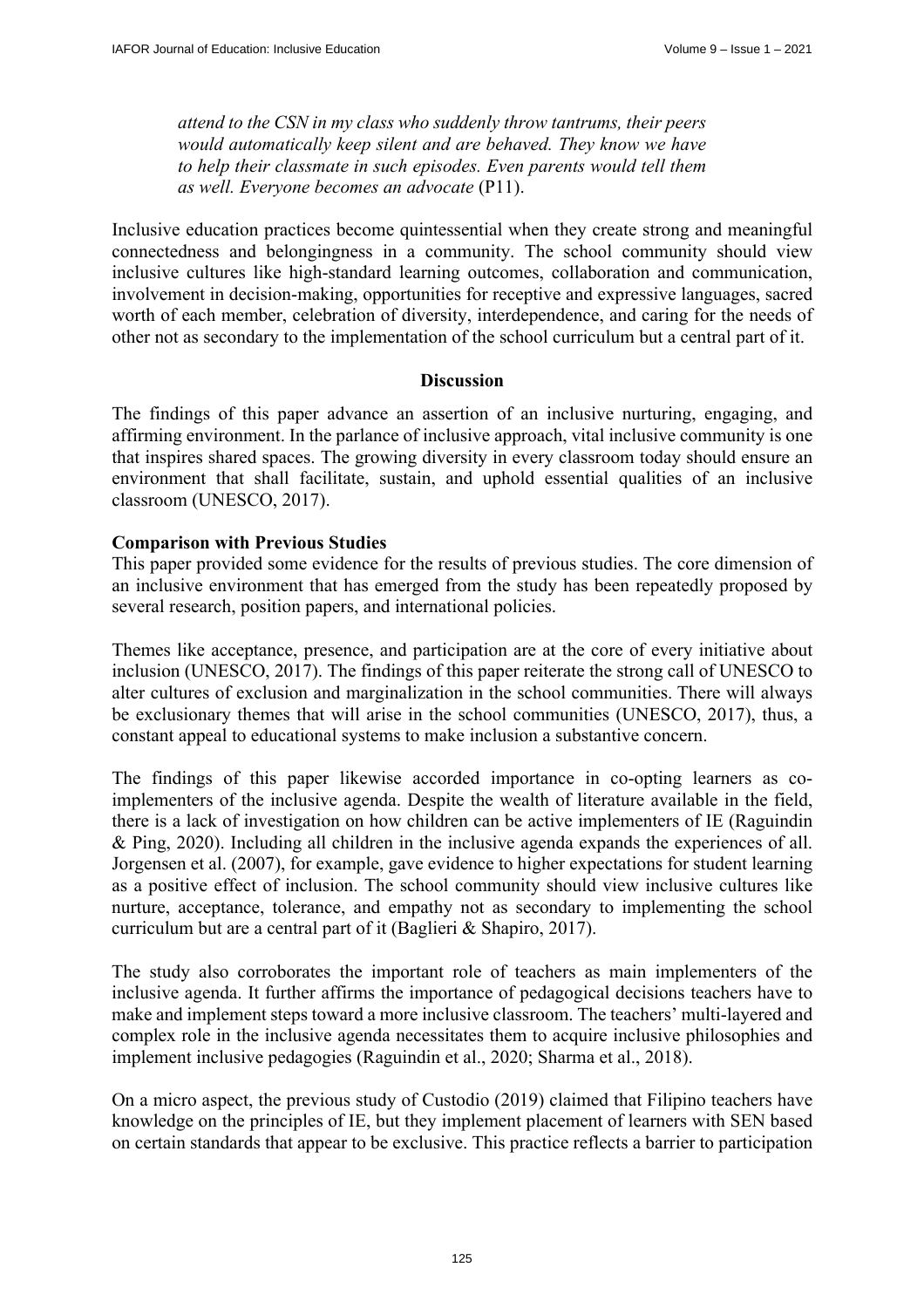*attend to the CSN in my class who suddenly throw tantrums, their peers would automatically keep silent and are behaved. They know we have to help their classmate in such episodes. Even parents would tell them as well. Everyone becomes an advocate* (P11).

Inclusive education practices become quintessential when they create strong and meaningful connectedness and belongingness in a community. The school community should view inclusive cultures like high-standard learning outcomes, collaboration and communication, involvement in decision-making, opportunities for receptive and expressive languages, sacred worth of each member, celebration of diversity, interdependence, and caring for the needs of other not as secondary to the implementation of the school curriculum but a central part of it.

## Discussion

The findings of this paper advance an assertion of an inclusive nurturing, engaging, and affirming environment. In the parlance of inclusive approach, vital inclusive community is one that inspires shared spaces. The growing diversity in every classroom today should ensure an environment that shall facilitate, sustain, and uphold essential qualities of an inclusive classroom (UNESCO, 2017).

### Comparison with Previous Studies

This paper provided some evidence for the results of previous studies. The core dimension of an inclusive environment that has emerged from the study has been repeatedly proposed by several research, position papers, and international policies.

Themes like acceptance, presence, and participation are at the core of every initiative about inclusion (UNESCO, 2017). The findings of this paper reiterate the strong call of UNESCO to alter cultures of exclusion and marginalization in the school communities. There will always be exclusionary themes that will arise in the school communities (UNESCO, 2017), thus, a constant appeal to educational systems to make inclusion a substantive concern.

The findings of this paper likewise accorded importance in co-opting learners as co-implementers of the inclusive agenda. Despite the wealth of literature available in the field, there is a lack of investigation on how children can be active implementers of IE (Raguindin & Ping, 2020). Including all children in the inclusive agenda expands the experiences of all. Jorgensen et al. (2007), for example, gave evidence to higher expectations for student learning as a positive effect of inclusion. The school community should view inclusive cultures like nurture, acceptance, tolerance, and empathy not as secondary to implementing the school curriculum but are a central part of it (Baglieri & Shapiro, 2017).

The study also corroborates the important role of teachers as main implementers of the inclusive agenda. It further affirms the importance of pedagogical decisions teachers have to make and implement steps toward a more inclusive classroom. The teachers' multi-layered and complex role in the inclusive agenda necessitates them to acquire inclusive philosophies and implement inclusive pedagogies (Raguindin et al., 2020; Sharma et al., 2018).

On a micro aspect, the previous study of Custodio (2019) claimed that Filipino teachers have knowledge on the principles of IE, but they implement placement of learners with SEN based on certain standards that appear to be exclusive. This practice reflects a barrier to participation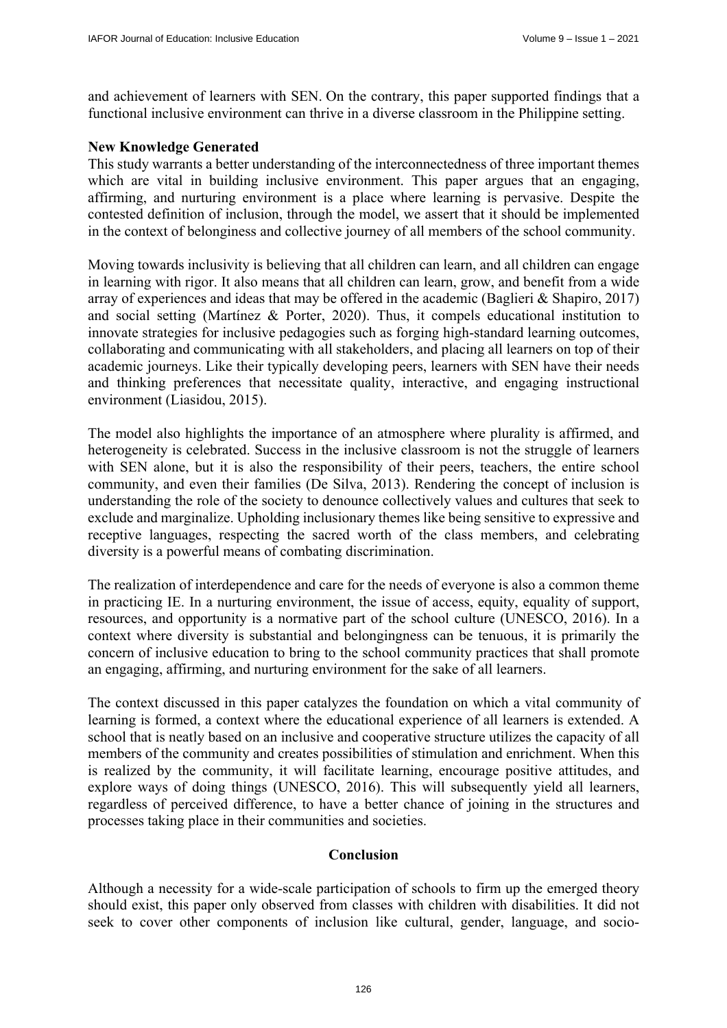and achievement of learners with SEN. On the contrary, this paper supported findings that a functional inclusive environment can thrive in a diverse classroom in the Philippine setting.

**New Knowledge Generated**

This study warrants a better understanding of the interconnectedness of three important themes which are vital in building inclusive environment. This paper argues that an engaging, affirming, and nurturing environment is a place where learning is pervasive. Despite the contested definition of inclusion, through the model, we assert that it should be implemented in the context of belonginess and collective journey of all members of the school community.

Moving towards inclusivity is believing that all children can learn, and all children can engage in learning with rigor. It also means that all children can learn, grow, and benefit from a wide array of experiences and ideas that may be offered in the academic (Baglieri & Shapiro, 2017) and social setting (Martínez & Porter, 2020). Thus, it compels educational institution to innovate strategies for inclusive pedagogies such as forging high-standard learning outcomes, collaborating and communicating with all stakeholders, and placing all learners on top of their academic journeys. Like their typically developing peers, learners with SEN have their needs and thinking preferences that necessitate quality, interactive, and engaging instructional environment (Liasidou, 2015).

The model also highlights the importance of an atmosphere where plurality is affirmed, and heterogeneity is celebrated. Success in the inclusive classroom is not the struggle of learners with SEN alone, but it is also the responsibility of their peers, teachers, the entire school community, and even their families (De Silva, 2013). Rendering the concept of inclusion is understanding the role of the society to denounce collectively values and cultures that seek to exclude and marginalize. Upholding inclusionary themes like being sensitive to expressive and receptive languages, respecting the sacred worth of the class members, and celebrating diversity is a powerful means of combating discrimination.

The realization of interdependence and care for the needs of everyone is also a common theme in practicing IE. In a nurturing environment, the issue of access, equity, equality of support, resources, and opportunity is a normative part of the school culture (UNESCO, 2016). In a context where diversity is substantial and belongingness can be tenuous, it is primarily the concern of inclusive education to bring to the school community practices that shall promote an engaging, affirming, and nurturing environment for the sake of all learners.

The context discussed in this paper catalyzes the foundation on which a vital community of learning is formed, a context where the educational experience of all learners is extended. A school that is neatly based on an inclusive and cooperative structure utilizes the capacity of all members of the community and creates possibilities of stimulation and enrichment. When this is realized by the community, it will facilitate learning, encourage positive attitudes, and explore ways of doing things (UNESCO, 2016). This will subsequently yield all learners, regardless of perceived difference, to have a better chance of joining in the structures and processes taking place in their communities and societies.

## Conclusion

Although a necessity for a wide-scale participation of schools to firm up the emerged theory should exist, this paper only observed from classes with children with disabilities. It did not seek to cover other components of inclusion like cultural, gender, language, and socio-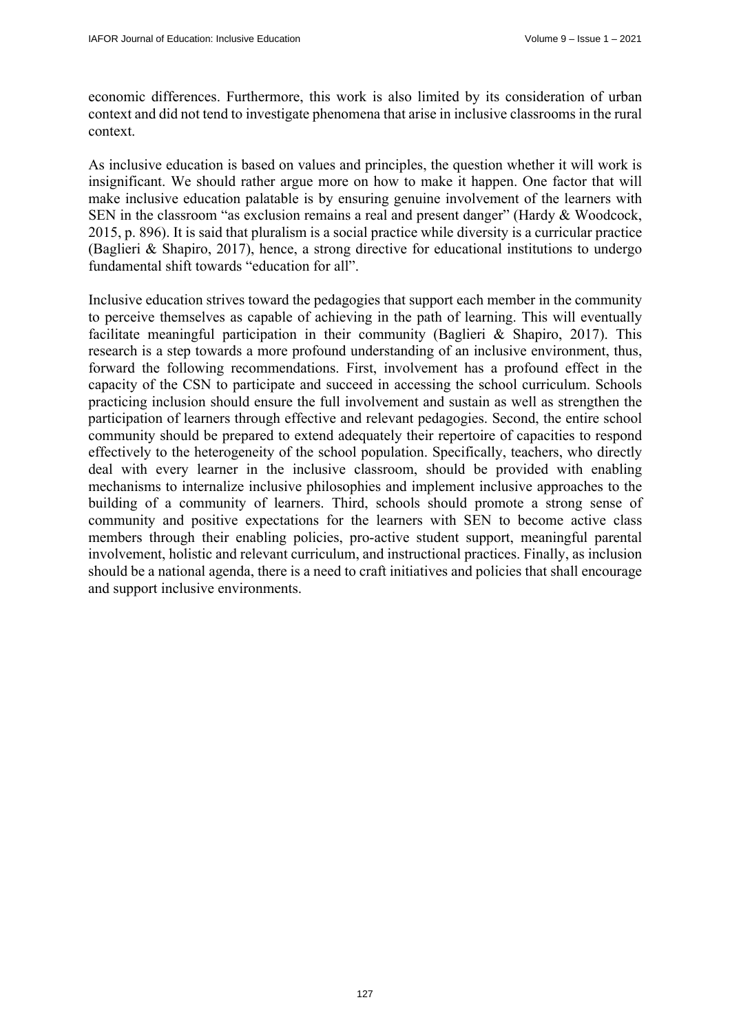economic differences. Furthermore, this work is also limited by its consideration of urban context and did not tend to investigate phenomena that arise in inclusive classrooms in the rural context.

As inclusive education is based on values and principles, the question whether it will work is insignificant. We should rather argue more on how to make it happen. One factor that will make inclusive education palatable is by ensuring genuine involvement of the learners with SEN in the classroom "as exclusion remains a real and present danger" (Hardy & Woodcock, 2015, p. 896). It is said that pluralism is a social practice while diversity is a curricular practice (Baglieri & Shapiro, 2017), hence, a strong directive for educational institutions to undergo fundamental shift towards "education for all".

Inclusive education strives toward the pedagogies that support each member in the community to perceive themselves as capable of achieving in the path of learning. This will eventually facilitate meaningful participation in their community (Baglieri & Shapiro, 2017). This research is a step towards a more profound understanding of an inclusive environment, thus, forward the following recommendations. First, involvement has a profound effect in the capacity of the CSN to participate and succeed in accessing the school curriculum. Schools practicing inclusion should ensure the full involvement and sustain as well as strengthen the participation of learners through effective and relevant pedagogies. Second, the entire school community should be prepared to extend adequately their repertoire of capacities to respond effectively to the heterogeneity of the school population. Specifically, teachers, who directly deal with every learner in the inclusive classroom, should be provided with enabling mechanisms to internalize inclusive philosophies and implement inclusive approaches to the building of a community of learners. Third, schools should promote a strong sense of community and positive expectations for the learners with SEN to become active class members through their enabling policies, pro-active student support, meaningful parental involvement, holistic and relevant curriculum, and instructional practices. Finally, as inclusion should be a national agenda, there is a need to craft initiatives and policies that shall encourage and support inclusive environments.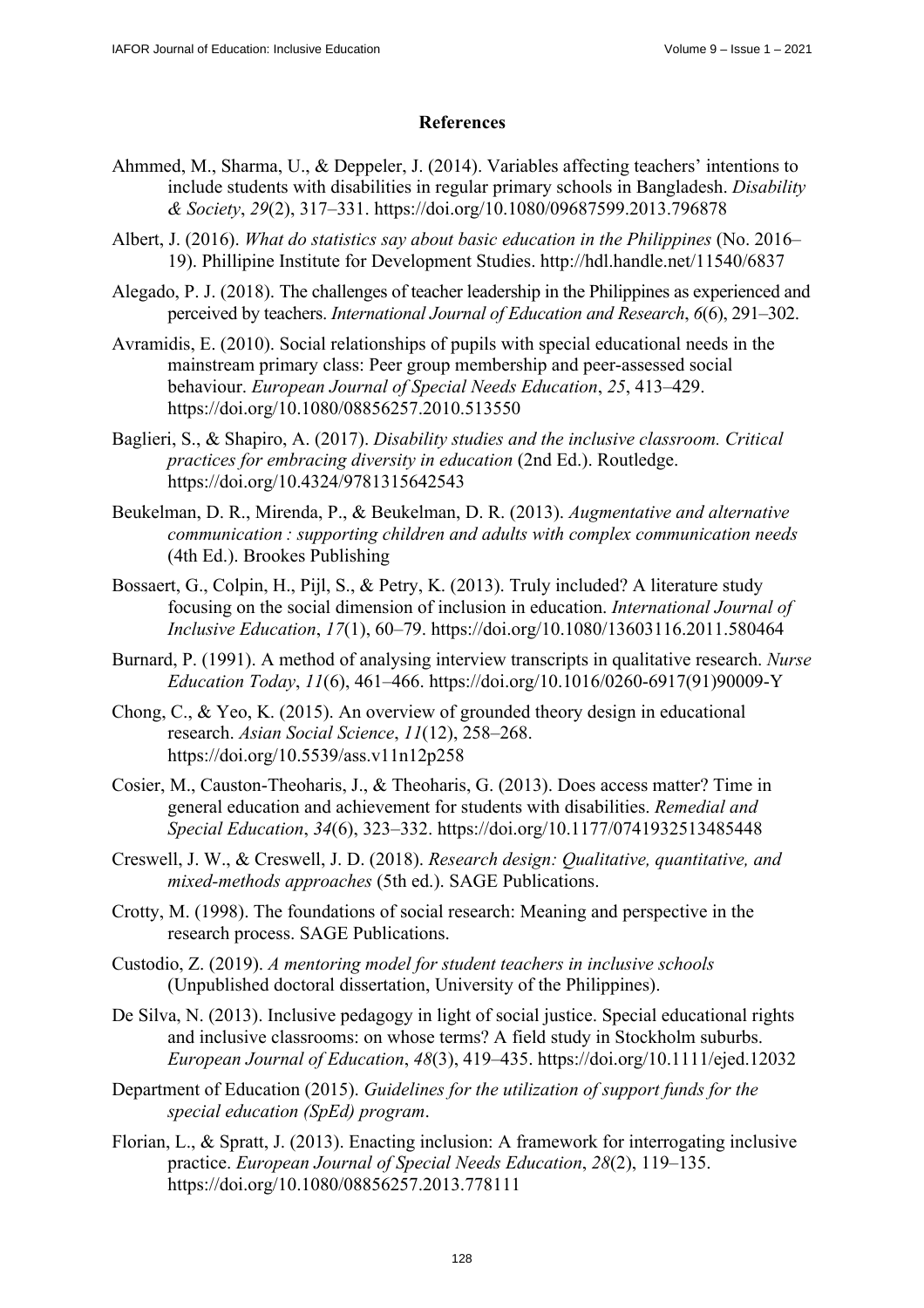## References

Ahmmed, M., Sharma, U., & Deppeler, J. (2014). Variables affecting teachers' intentions to include students with disabilities in regular primary schools in Bangladesh. *Disability & Society*, *29*(2), 317–331. https://doi.org/10.1080/09687599.2013.796878

Albert, J. (2016). *What do statistics say about basic education in the Philippines* (No. 2016–19). Phillipine Institute for Development Studies. http://hdl.handle.net/11540/6837

Alegado, P. J. (2018). The challenges of teacher leadership in the Philippines as experienced and perceived by teachers. *International Journal of Education and Research*, *6*(6), 291–302.

Avramidis, E. (2010). Social relationships of pupils with special educational needs in the mainstream primary class: Peer group membership and peer-assessed social behaviour. *European Journal of Special Needs Education*, *25*, 413–429. https://doi.org/10.1080/08856257.2010.513550

Baglieri, S., & Shapiro, A. (2017). *Disability studies and the inclusive classroom. Critical practices for embracing diversity in education* (2nd Ed.). Routledge. https://doi.org/10.4324/9781315642543

Beukelman, D. R., Mirenda, P., & Beukelman, D. R. (2013). *Augmentative and alternative communication : supporting children and adults with complex communication needs* (4th Ed.). Brookes Publishing

Bossaert, G., Colpin, H., Pijl, S., & Petry, K. (2013). Truly included? A literature study focusing on the social dimension of inclusion in education. *International Journal of Inclusive Education*, *17*(1), 60–79. https://doi.org/10.1080/13603116.2011.580464

Burnard, P. (1991). A method of analysing interview transcripts in qualitative research. *Nurse Education Today*, *11*(6), 461–466. https://doi.org/10.1016/0260-6917(91)90009-Y

Chong, C., & Yeo, K. (2015). An overview of grounded theory design in educational research. *Asian Social Science*, *11*(12), 258–268. https://doi.org/10.5539/ass.v11n12p258

Cosier, M., Causton-Theoharis, J., & Theoharis, G. (2013). Does access matter? Time in general education and achievement for students with disabilities. *Remedial and Special Education*, *34*(6), 323–332. https://doi.org/10.1177/0741932513485448

Creswell, J. W., & Creswell, J. D. (2018). *Research design: Qualitative, quantitative, and mixed-methods approaches* (5th ed.). SAGE Publications.

Crotty, M. (1998). The foundations of social research: Meaning and perspective in the research process. SAGE Publications.

Custodio, Z. (2019). *A mentoring model for student teachers in inclusive schools* (Unpublished doctoral dissertation, University of the Philippines).

De Silva, N. (2013). Inclusive pedagogy in light of social justice. Special educational rights and inclusive classrooms: on whose terms? A field study in Stockholm suburbs. *European Journal of Education*, *48*(3), 419–435. https://doi.org/10.1111/ejed.12032

Department of Education (2015). *Guidelines for the utilization of support funds for the special education (SpEd) program*.

Florian, L., & Spratt, J. (2013). Enacting inclusion: A framework for interrogating inclusive practice. *European Journal of Special Needs Education*, *28*(2), 119–135. https://doi.org/10.1080/08856257.2013.778111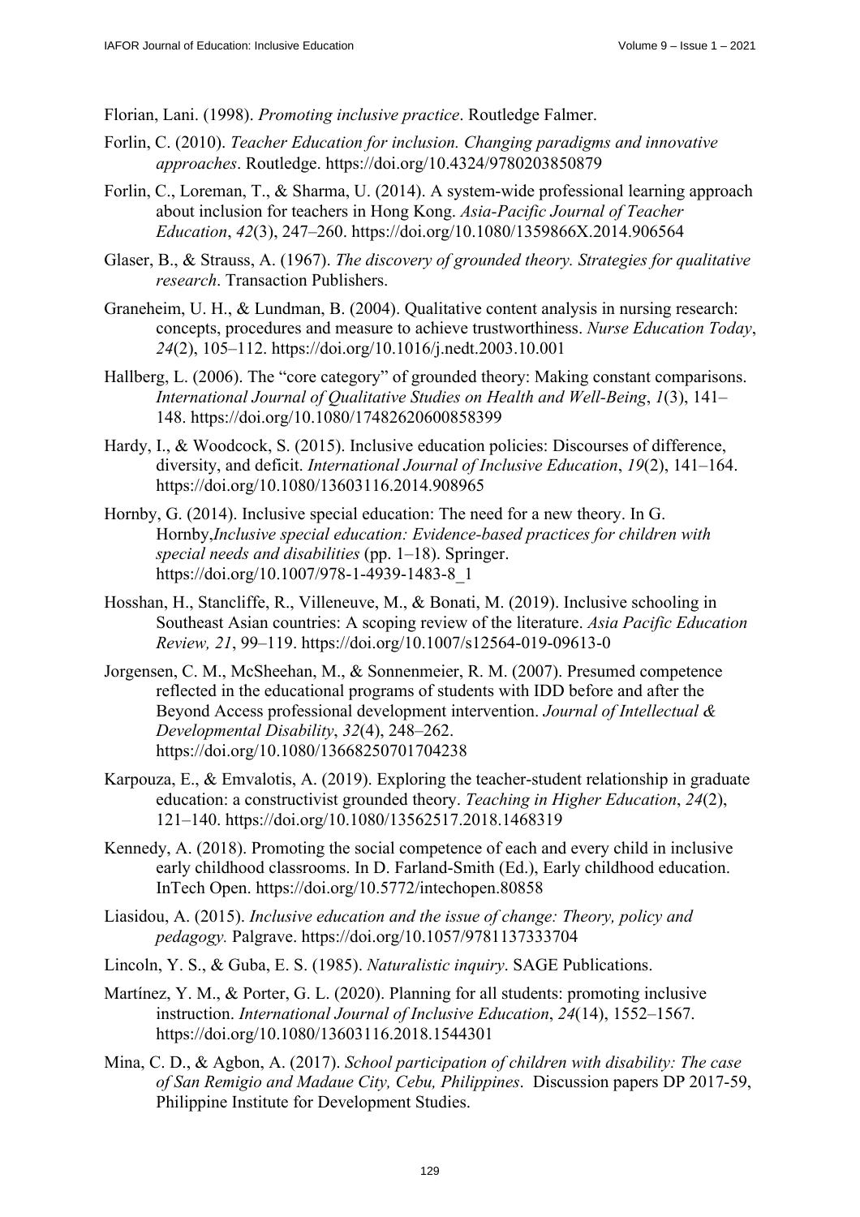Florian, Lani. (1998). *Promoting inclusive practice*. Routledge Falmer.

Forlin, C. (2010). *Teacher Education for inclusion. Changing paradigms and innovative approaches*. Routledge. https://doi.org/10.4324/9780203850879

Forlin, C., Loreman, T., & Sharma, U. (2014). A system-wide professional learning approach about inclusion for teachers in Hong Kong. *Asia-Pacific Journal of Teacher Education*, *42*(3), 247–260. https://doi.org/10.1080/1359866X.2014.906564

Glaser, B., & Strauss, A. (1967). *The discovery of grounded theory. Strategies for qualitative research*. Transaction Publishers.

Graneheim, U. H., & Lundman, B. (2004). Qualitative content analysis in nursing research: concepts, procedures and measure to achieve trustworthiness. *Nurse Education Today*, *24*(2), 105–112. https://doi.org/10.1016/j.nedt.2003.10.001

Hallberg, L. (2006). The "core category" of grounded theory: Making constant comparisons. *International Journal of Qualitative Studies on Health and Well-Being*, *1*(3), 141–148. https://doi.org/10.1080/17482620600858399

Hardy, I., & Woodcock, S. (2015). Inclusive education policies: Discourses of difference, diversity, and deficit. *International Journal of Inclusive Education*, *19*(2), 141–164. https://doi.org/10.1080/13603116.2014.908965

Hornby, G. (2014). Inclusive special education: The need for a new theory. In G. Hornby,*Inclusive special education: Evidence-based practices for children with special needs and disabilities* (pp. 1–18). Springer. https://doi.org/10.1007/978-1-4939-1483-8_1

Hosshan, H., Stancliffe, R., Villeneuve, M., & Bonati, M. (2019). Inclusive schooling in Southeast Asian countries: A scoping review of the literature. *Asia Pacific Education Review, 21*, 99–119. https://doi.org/10.1007/s12564-019-09613-0

Jorgensen, C. M., McSheehan, M., & Sonnenmeier, R. M. (2007). Presumed competence reflected in the educational programs of students with IDD before and after the Beyond Access professional development intervention. *Journal of Intellectual & Developmental Disability*, *32*(4), 248–262. https://doi.org/10.1080/13668250701704238

Karpouza, E., & Emvalotis, A. (2019). Exploring the teacher-student relationship in graduate education: a constructivist grounded theory. *Teaching in Higher Education*, *24*(2), 121–140. https://doi.org/10.1080/13562517.2018.1468319

Kennedy, A. (2018). Promoting the social competence of each and every child in inclusive early childhood classrooms. In D. Farland-Smith (Ed.), Early childhood education. InTech Open. https://doi.org/10.5772/intechopen.80858

Liasidou, A. (2015). *Inclusive education and the issue of change: Theory, policy and pedagogy.* Palgrave. https://doi.org/10.1057/9781137333704

Lincoln, Y. S., & Guba, E. S. (1985). *Naturalistic inquiry*. SAGE Publications.

Martínez, Y. M., & Porter, G. L. (2020). Planning for all students: promoting inclusive instruction. *International Journal of Inclusive Education*, *24*(14), 1552–1567. https://doi.org/10.1080/13603116.2018.1544301

Mina, C. D., & Agbon, A. (2017). *School participation of children with disability: The case of San Remigio and Madaue City, Cebu, Philippines*. Discussion papers DP 2017-59, Philippine Institute for Development Studies.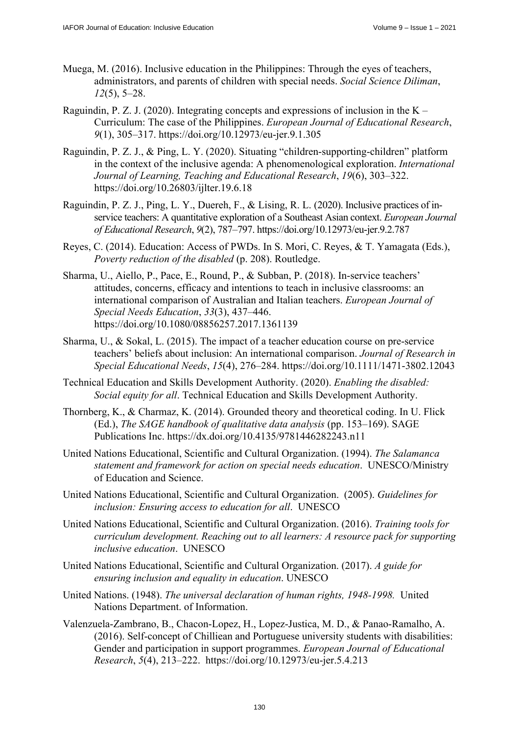Muega, M. (2016). Inclusive education in the Philippines: Through the eyes of teachers, administrators, and parents of children with special needs. *Social Science Diliman*, *12*(5), 5–28.

Raguindin, P. Z. J. (2020). Integrating concepts and expressions of inclusion in the K – Curriculum: The case of the Philippines. *European Journal of Educational Research*, *9*(1), 305–317. https://doi.org/10.12973/eu-jer.9.1.305

Raguindin, P. Z. J., & Ping, L. Y. (2020). Situating "children-supporting-children" platform in the context of the inclusive agenda: A phenomenological exploration. *International Journal of Learning, Teaching and Educational Research*, *19*(6), 303–322. https://doi.org/10.26803/ijlter.19.6.18

Raguindin, P. Z. J., Ping, L. Y., Duereh, F., & Lising, R. L. (2020). Inclusive practices of in-service teachers: A quantitative exploration of a Southeast Asian context. *European Journal of Educational Research*, *9*(2), 787–797. https://doi.org/10.12973/eu-jer.9.2.787

Reyes, C. (2014). Education: Access of PWDs. In S. Mori, C. Reyes, & T. Yamagata (Eds.), *Poverty reduction of the disabled* (p. 208). Routledge.

Sharma, U., Aiello, P., Pace, E., Round, P., & Subban, P. (2018). In-service teachers' attitudes, concerns, efficacy and intentions to teach in inclusive classrooms: an international comparison of Australian and Italian teachers. *European Journal of Special Needs Education*, *33*(3), 437–446. https://doi.org/10.1080/08856257.2017.1361139

Sharma, U., & Sokal, L. (2015). The impact of a teacher education course on pre-service teachers' beliefs about inclusion: An international comparison. *Journal of Research in Special Educational Needs*, *15*(4), 276–284. https://doi.org/10.1111/1471-3802.12043

Technical Education and Skills Development Authority. (2020). *Enabling the disabled: Social equity for all*. Technical Education and Skills Development Authority.

Thornberg, K., & Charmaz, K. (2014). Grounded theory and theoretical coding. In U. Flick (Ed.), *The SAGE handbook of qualitative data analysis* (pp. 153–169). SAGE Publications Inc. https://dx.doi.org/10.4135/9781446282243.n11

United Nations Educational, Scientific and Cultural Organization. (1994). *The Salamanca statement and framework for action on special needs education*. UNESCO/Ministry of Education and Science.

United Nations Educational, Scientific and Cultural Organization. (2005). *Guidelines for inclusion: Ensuring access to education for all*. UNESCO

United Nations Educational, Scientific and Cultural Organization. (2016). *Training tools for curriculum development. Reaching out to all learners: A resource pack for supporting inclusive education*. UNESCO

United Nations Educational, Scientific and Cultural Organization. (2017). *A guide for ensuring inclusion and equality in education*. UNESCO

United Nations. (1948). *The universal declaration of human rights, 1948-1998.* United Nations Department. of Information.

Valenzuela-Zambrano, B., Chacon-Lopez, H., Lopez-Justica, M. D., & Panao-Ramalho, A. (2016). Self-concept of Chilliean and Portuguese university students with disabilities: Gender and participation in support programmes. *European Journal of Educational Research*, *5*(4), 213–222. https://doi.org/10.12973/eu-jer.5.4.213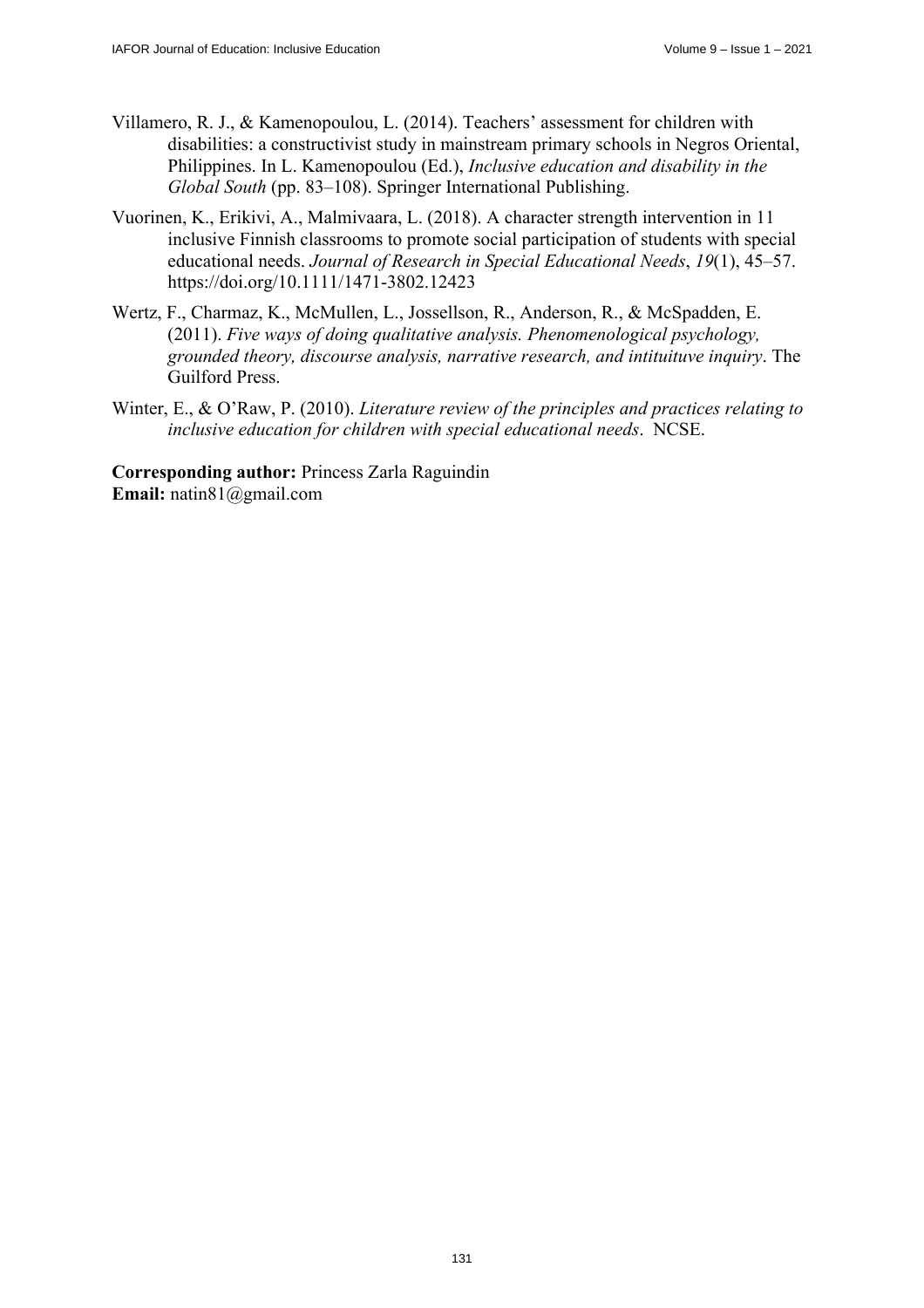Villamero, R. J., & Kamenopoulou, L. (2014). Teachers' assessment for children with disabilities: a constructivist study in mainstream primary schools in Negros Oriental, Philippines. In L. Kamenopoulou (Ed.), *Inclusive education and disability in the Global South* (pp. 83–108). Springer International Publishing.

Vuorinen, K., Erikivi, A., Malmivaara, L. (2018). A character strength intervention in 11 inclusive Finnish classrooms to promote social participation of students with special educational needs. *Journal of Research in Special Educational Needs*, *19*(1), 45–57. https://doi.org/10.1111/1471-3802.12423

Wertz, F., Charmaz, K., McMullen, L., Jossellson, R., Anderson, R., & McSpadden, E. (2011). *Five ways of doing qualitative analysis. Phenomenological psychology, grounded theory, discourse analysis, narrative research, and intituituve inquiry*. The Guilford Press.

Winter, E., & O'Raw, P. (2010). *Literature review of the principles and practices relating to inclusive education for children with special educational needs*. NCSE.

**Corresponding author:** Princess Zarla Raguindin
**Email:** natin81@gmail.com